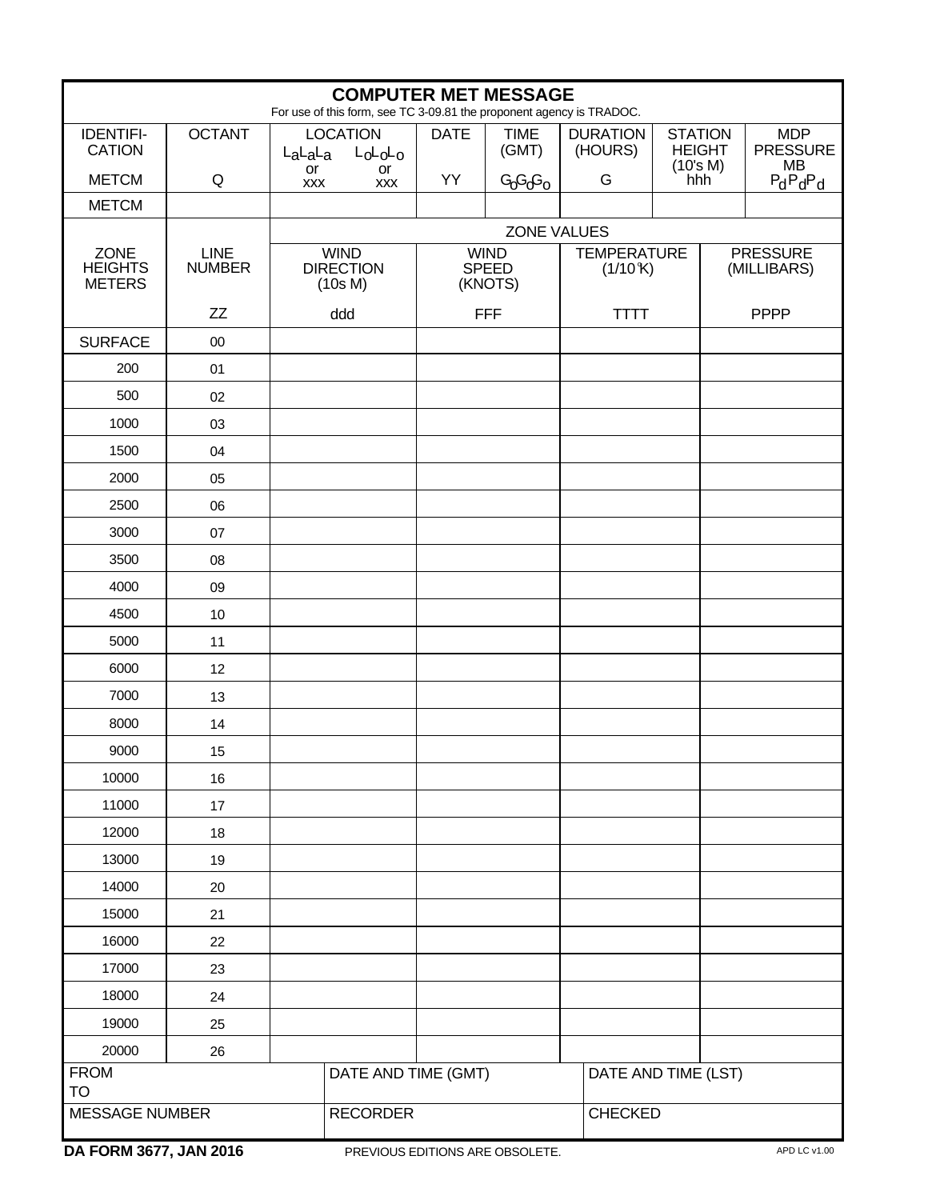# COMPUTER MET MESSAGE

For use of this form, see TC 3-09.81 the proponent agency is TRADOC.

| IDENTIFICATION | OCTANT | LOCATION | | DATE | TIME (GMT) | DURATION (HOURS) | STATION HEIGHT (10's M) | MDP PRESSURE MB |
|---|---|---|---|---|---|---|---|---|
| METCM | Q | $L_aL_aL_a$ or XXX | $L_oL_oL_o$ or XXX | YY | $G_oG_oG_o$ | G | hhh | $P_dP_dP_d$ |
| METCM | | | | | | | | |

| ZONE HEIGHTS METERS | LINE NUMBER | ZONE VALUES | | | |
|---|---|---|---|---|---|
| | | WIND DIRECTION (10s M) | WIND SPEED (KNOTS) | TEMPERATURE (1/10°K) | PRESSURE (MILLIBARS) |
| | ZZ | ddd | FFF | TTTT | PPPP |
| SURFACE | 00 | | | | |
| 200 | 01 | | | | |
| 500 | 02 | | | | |
| 1000 | 03 | | | | |
| 1500 | 04 | | | | |
| 2000 | 05 | | | | |
| 2500 | 06 | | | | |
| 3000 | 07 | | | | |
| 3500 | 08 | | | | |
| 4000 | 09 | | | | |
| 4500 | 10 | | | | |
| 5000 | 11 | | | | |
| 6000 | 12 | | | | |
| 7000 | 13 | | | | |
| 8000 | 14 | | | | |
| 9000 | 15 | | | | |
| 10000 | 16 | | | | |
| 11000 | 17 | | | | |
| 12000 | 18 | | | | |
| 13000 | 19 | | | | |
| 14000 | 20 | | | | |
| 15000 | 21 | | | | |
| 16000 | 22 | | | | |
| 17000 | 23 | | | | |
| 18000 | 24 | | | | |
| 19000 | 25 | | | | |
| 20000 | 26 | | | | |

| FROM<br>TO | DATE AND TIME (GMT) | DATE AND TIME (LST) |
|---|---|---|
| MESSAGE NUMBER | RECORDER | CHECKED |

**DA FORM 3677, JAN 2016** PREVIOUS EDITIONS ARE OBSOLETE. APD LC v1.00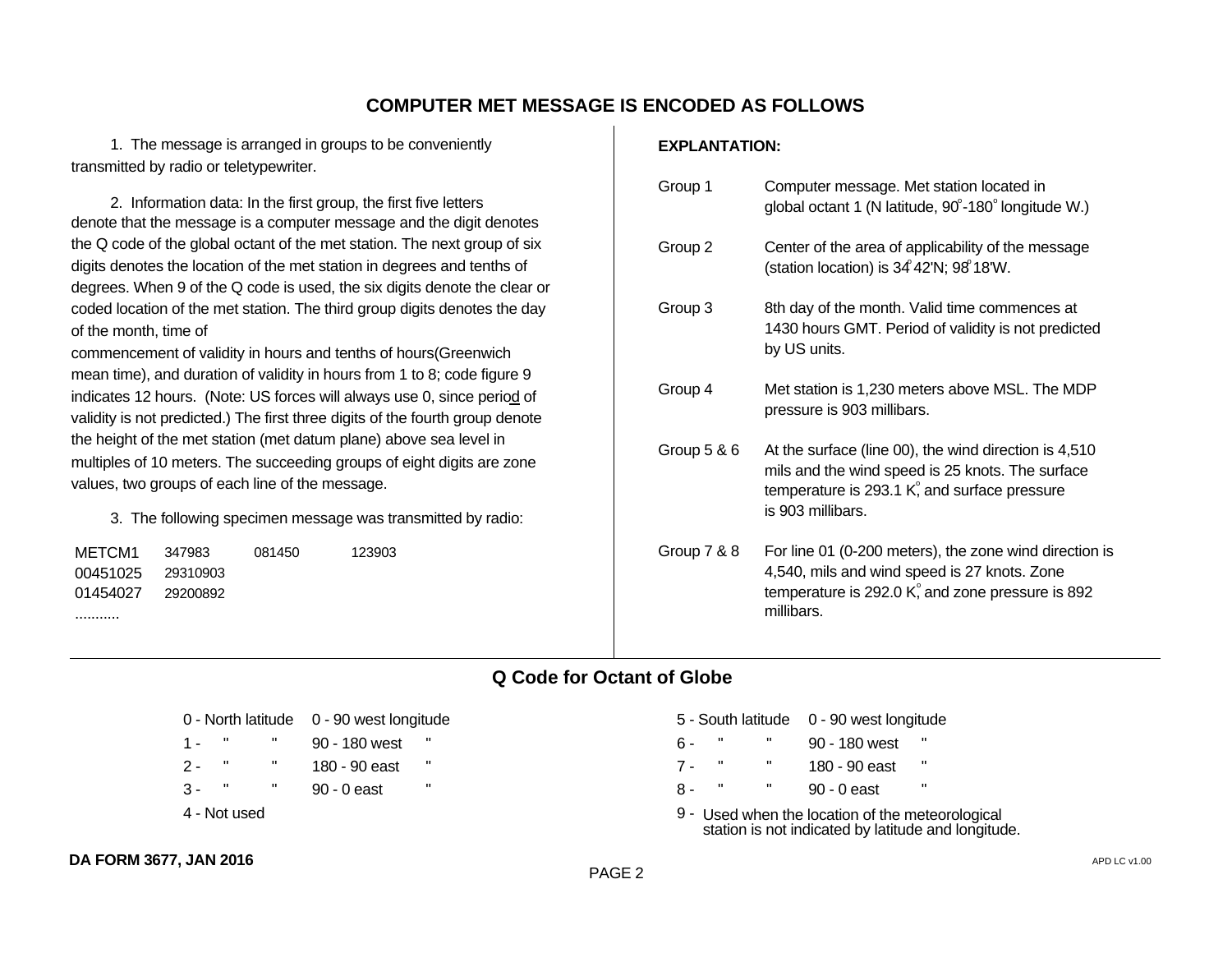# COMPUTER MET MESSAGE IS ENCODED AS FOLLOWS

1. The message is arranged in groups to be conveniently transmitted by radio or teletypewriter.

2. Information data: In the first group, the first five letters denote that the message is a computer message and the digit denotes the Q code of the global octant of the met station. The next group of six digits denotes the location of the met station in degrees and tenths of degrees. When 9 of the Q code is used, the six digits denote the clear or coded location of the met station. The third group digits denotes the day of the month, time of commencement of validity in hours and tenths of hours(Greenwich mean time), and duration of validity in hours from 1 to 8; code figure 9 indicates 12 hours. (Note: US forces will always use 0, since period of validity is not predicted.) The first three digits of the fourth group denote the height of the met station (met datum plane) above sea level in multiples of 10 meters. The succeeding groups of eight digits are zone values, two groups of each line of the message.

3. The following specimen message was transmitted by radio:

```
METCM1    347983    081450    123903
00451025  29310903
01454027  29200892
...........
```

**EXPLANTATION:**

| | |
|---|---|
| Group 1 | Computer message. Met station located in global octant 1 (N latitude, 90°-180° longitude W.) |
| Group 2 | Center of the area of applicability of the message (station location) is 34°42'N; 98°18'W. |
| Group 3 | 8th day of the month. Valid time commences at 1430 hours GMT. Period of validity is not predicted by US units. |
| Group 4 | Met station is 1,230 meters above MSL. The MDP pressure is 903 millibars. |
| Group 5 & 6 | At the surface (line 00), the wind direction is 4,510 mils and the wind speed is 25 knots. The surface temperature is 293.1 K°, and surface pressure is 903 millibars. |
| Group 7 & 8 | For line 01 (0-200 meters), the zone wind direction is 4,540, mils and wind speed is 27 knots. Zone temperature is 292.0 K°, and zone pressure is 892 millibars. |

## Q Code for Octant of Globe

| | | | | | |
|---|---|---|---|---|---|
| 0 - North latitude | 0 - 90 west longitude | | 5 - South latitude | 0 - 90 west longitude | |
| 1 - " " | 90 - 180 west " | | 6 - " " | 90 - 180 west " | |
| 2 - " " | 180 - 90 east " | | 7 - " " | 180 - 90 east " | |
| 3 - " " | 90 - 0 east " | | 8 - " " | 90 - 0 east " | |
| 4 - Not used | | | 9 - Used when the location of the meteorological station is not indicated by latitude and longitude. | | |

DA FORM 3677, JAN 2016

APD LC v1.00